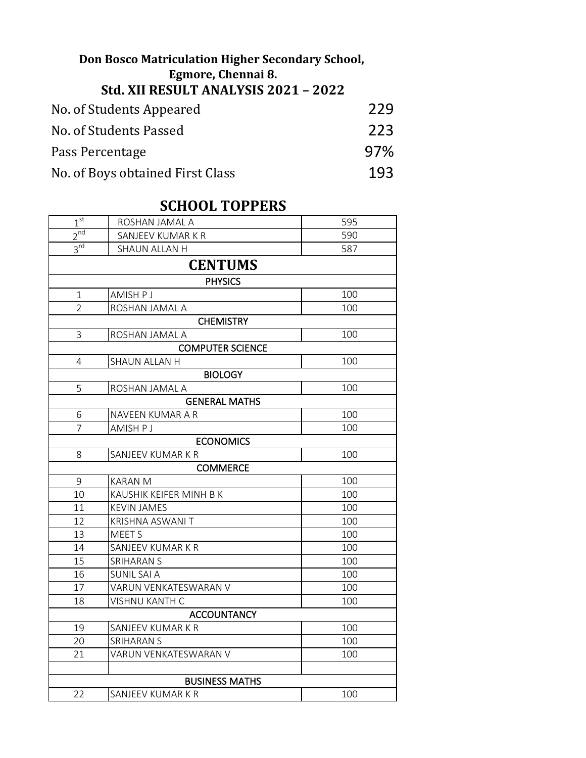**Don Bosco Matriculation Higher Secondary School,**
**Egmore, Chennai 8.**

## Std. XII RESULT ANALYSIS 2021 – 2022

| | |
|---|---|
| No. of Students Appeared | 229 |
| No. of Students Passed | 223 |
| Pass Percentage | 97% |
| No. of Boys obtained First Class | 193 |

## SCHOOL TOPPERS

| | | |
|---|---|---|
| 1st | ROSHAN JAMAL A | 595 |
| 2nd | SANJEEV KUMAR K R | 590 |
| 3rd | SHAUN ALLAN H | 587 |
| **CENTUMS** | | |
| **PHYSICS** | | |
| 1 | AMISH P J | 100 |
| 2 | ROSHAN JAMAL A | 100 |
| **CHEMISTRY** | | |
| 3 | ROSHAN JAMAL A | 100 |
| **COMPUTER SCIENCE** | | |
| 4 | SHAUN ALLAN H | 100 |
| **BIOLOGY** | | |
| 5 | ROSHAN JAMAL A | 100 |
| **GENERAL MATHS** | | |
| 6 | NAVEEN KUMAR A R | 100 |
| 7 | AMISH P J | 100 |
| **ECONOMICS** | | |
| 8 | SANJEEV KUMAR K R | 100 |
| **COMMERCE** | | |
| 9 | KARAN M | 100 |
| 10 | KAUSHIK KEIFER MINH B K | 100 |
| 11 | KEVIN JAMES | 100 |
| 12 | KRISHNA ASWANI T | 100 |
| 13 | MEET S | 100 |
| 14 | SANJEEV KUMAR K R | 100 |
| 15 | SRIHARAN S | 100 |
| 16 | SUNIL SAI A | 100 |
| 17 | VARUN VENKATESWARAN V | 100 |
| 18 | VISHNU KANTH C | 100 |
| **ACCOUNTANCY** | | |
| 19 | SANJEEV KUMAR K R | 100 |
| 20 | SRIHARAN S | 100 |
| 21 | VARUN VENKATESWARAN V | 100 |
| | | |
| **BUSINESS MATHS** | | |
| 22 | SANJEEV KUMAR K R | 100 |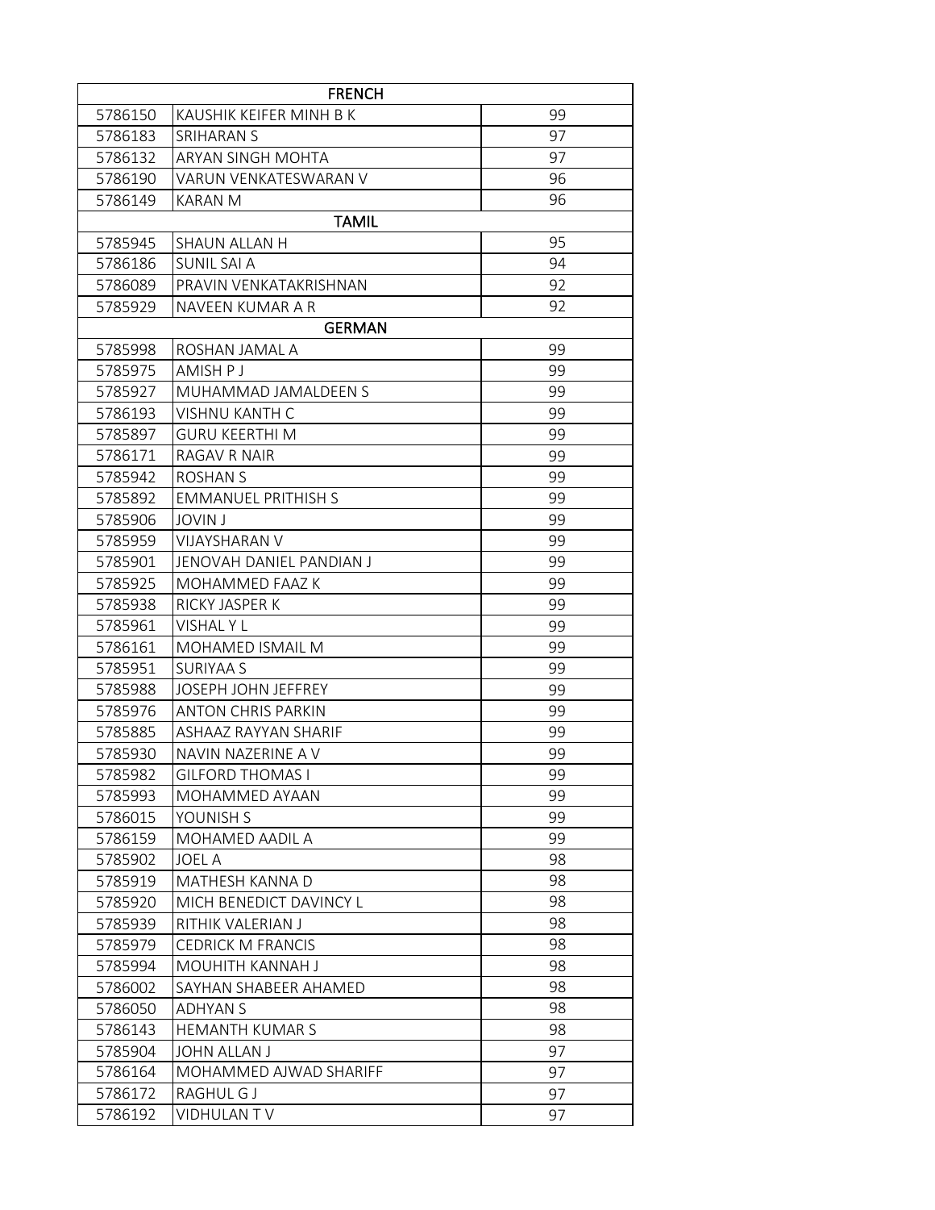| FRENCH | | |
|---|---|---|
| 5786150 | KAUSHIK KEIFER MINH B K | 99 |
| 5786183 | SRIHARAN S | 97 |
| 5786132 | ARYAN SINGH MOHTA | 97 |
| 5786190 | VARUN VENKATESWARAN V | 96 |
| 5786149 | KARAN M | 96 |
| TAMIL | | |
| 5785945 | SHAUN ALLAN H | 95 |
| 5786186 | SUNIL SAI A | 94 |
| 5786089 | PRAVIN VENKATAKRISHNAN | 92 |
| 5785929 | NAVEEN KUMAR A R | 92 |
| GERMAN | | |
| 5785998 | ROSHAN JAMAL A | 99 |
| 5785975 | AMISH P J | 99 |
| 5785927 | MUHAMMAD JAMALDEEN S | 99 |
| 5786193 | VISHNU KANTH C | 99 |
| 5785897 | GURU KEERTHI M | 99 |
| 5786171 | RAGAV R NAIR | 99 |
| 5785942 | ROSHAN S | 99 |
| 5785892 | EMMANUEL PRITHISH S | 99 |
| 5785906 | JOVIN J | 99 |
| 5785959 | VIJAYSHARAN V | 99 |
| 5785901 | JENOVAH DANIEL PANDIAN J | 99 |
| 5785925 | MOHAMMED FAAZ K | 99 |
| 5785938 | RICKY JASPER K | 99 |
| 5785961 | VISHAL Y L | 99 |
| 5786161 | MOHAMED ISMAIL M | 99 |
| 5785951 | SURIYAA S | 99 |
| 5785988 | JOSEPH JOHN JEFFREY | 99 |
| 5785976 | ANTON CHRIS PARKIN | 99 |
| 5785885 | ASHAAZ RAYYAN SHARIF | 99 |
| 5785930 | NAVIN NAZERINE A V | 99 |
| 5785982 | GILFORD THOMAS I | 99 |
| 5785993 | MOHAMMED AYAAN | 99 |
| 5786015 | YOUNISH S | 99 |
| 5786159 | MOHAMED AADIL A | 99 |
| 5785902 | JOEL A | 98 |
| 5785919 | MATHESH KANNA D | 98 |
| 5785920 | MICH BENEDICT DAVINCY L | 98 |
| 5785939 | RITHIK VALERIAN J | 98 |
| 5785979 | CEDRICK M FRANCIS | 98 |
| 5785994 | MOUHITH KANNAH J | 98 |
| 5786002 | SAYHAN SHABEER AHAMED | 98 |
| 5786050 | ADHYAN S | 98 |
| 5786143 | HEMANTH KUMAR S | 98 |
| 5785904 | JOHN ALLAN J | 97 |
| 5786164 | MOHAMMED AJWAD SHARIFF | 97 |
| 5786172 | RAGHUL G J | 97 |
| 5786192 | VIDHULAN T V | 97 |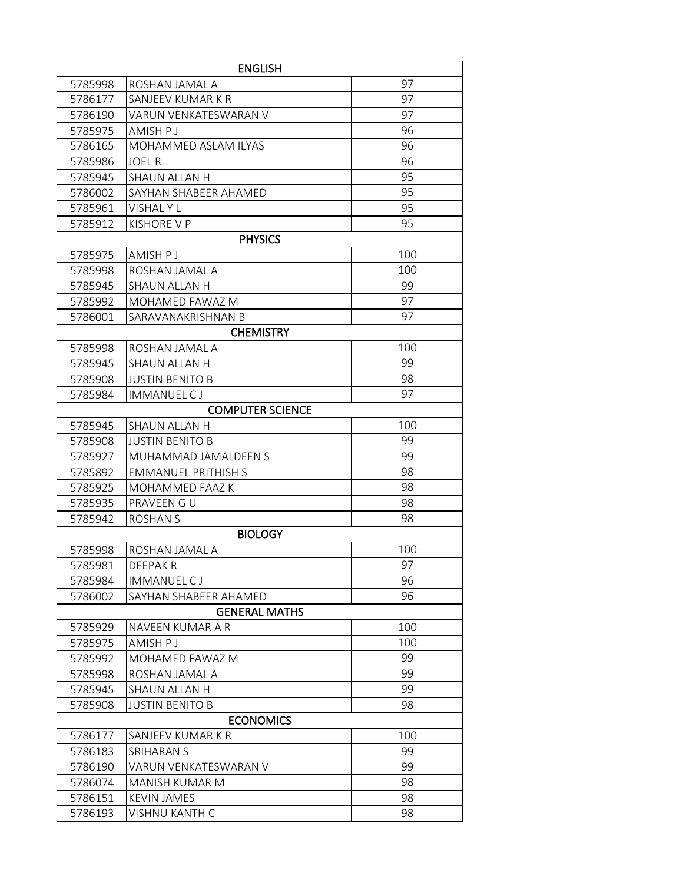| ENGLISH | | |
|---|---|---|
| 5785998 | ROSHAN JAMAL A | 97 |
| 5786177 | SANJEEV KUMAR K R | 97 |
| 5786190 | VARUN VENKATESWARAN V | 97 |
| 5785975 | AMISH P J | 96 |
| 5786165 | MOHAMMED ASLAM ILYAS | 96 |
| 5785986 | JOEL R | 96 |
| 5785945 | SHAUN ALLAN H | 95 |
| 5786002 | SAYHAN SHABEER AHAMED | 95 |
| 5785961 | VISHAL Y L | 95 |
| 5785912 | KISHORE V P | 95 |
| **PHYSICS** | | |
| 5785975 | AMISH P J | 100 |
| 5785998 | ROSHAN JAMAL A | 100 |
| 5785945 | SHAUN ALLAN H | 99 |
| 5785992 | MOHAMED FAWAZ M | 97 |
| 5786001 | SARAVANAKRISHNAN B | 97 |
| **CHEMISTRY** | | |
| 5785998 | ROSHAN JAMAL A | 100 |
| 5785945 | SHAUN ALLAN H | 99 |
| 5785908 | JUSTIN BENITO B | 98 |
| 5785984 | IMMANUEL C J | 97 |
| **COMPUTER SCIENCE** | | |
| 5785945 | SHAUN ALLAN H | 100 |
| 5785908 | JUSTIN BENITO B | 99 |
| 5785927 | MUHAMMAD JAMALDEEN S | 99 |
| 5785892 | EMMANUEL PRITHISH S | 98 |
| 5785925 | MOHAMMED FAAZ K | 98 |
| 5785935 | PRAVEEN G U | 98 |
| 5785942 | ROSHAN S | 98 |
| **BIOLOGY** | | |
| 5785998 | ROSHAN JAMAL A | 100 |
| 5785981 | DEEPAK R | 97 |
| 5785984 | IMMANUEL C J | 96 |
| 5786002 | SAYHAN SHABEER AHAMED | 96 |
| **GENERAL MATHS** | | |
| 5785929 | NAVEEN KUMAR A R | 100 |
| 5785975 | AMISH P J | 100 |
| 5785992 | MOHAMED FAWAZ M | 99 |
| 5785998 | ROSHAN JAMAL A | 99 |
| 5785945 | SHAUN ALLAN H | 99 |
| 5785908 | JUSTIN BENITO B | 98 |
| **ECONOMICS** | | |
| 5786177 | SANJEEV KUMAR K R | 100 |
| 5786183 | SRIHARAN S | 99 |
| 5786190 | VARUN VENKATESWARAN V | 99 |
| 5786074 | MANISH KUMAR M | 98 |
| 5786151 | KEVIN JAMES | 98 |
| 5786193 | VISHNU KANTH C | 98 |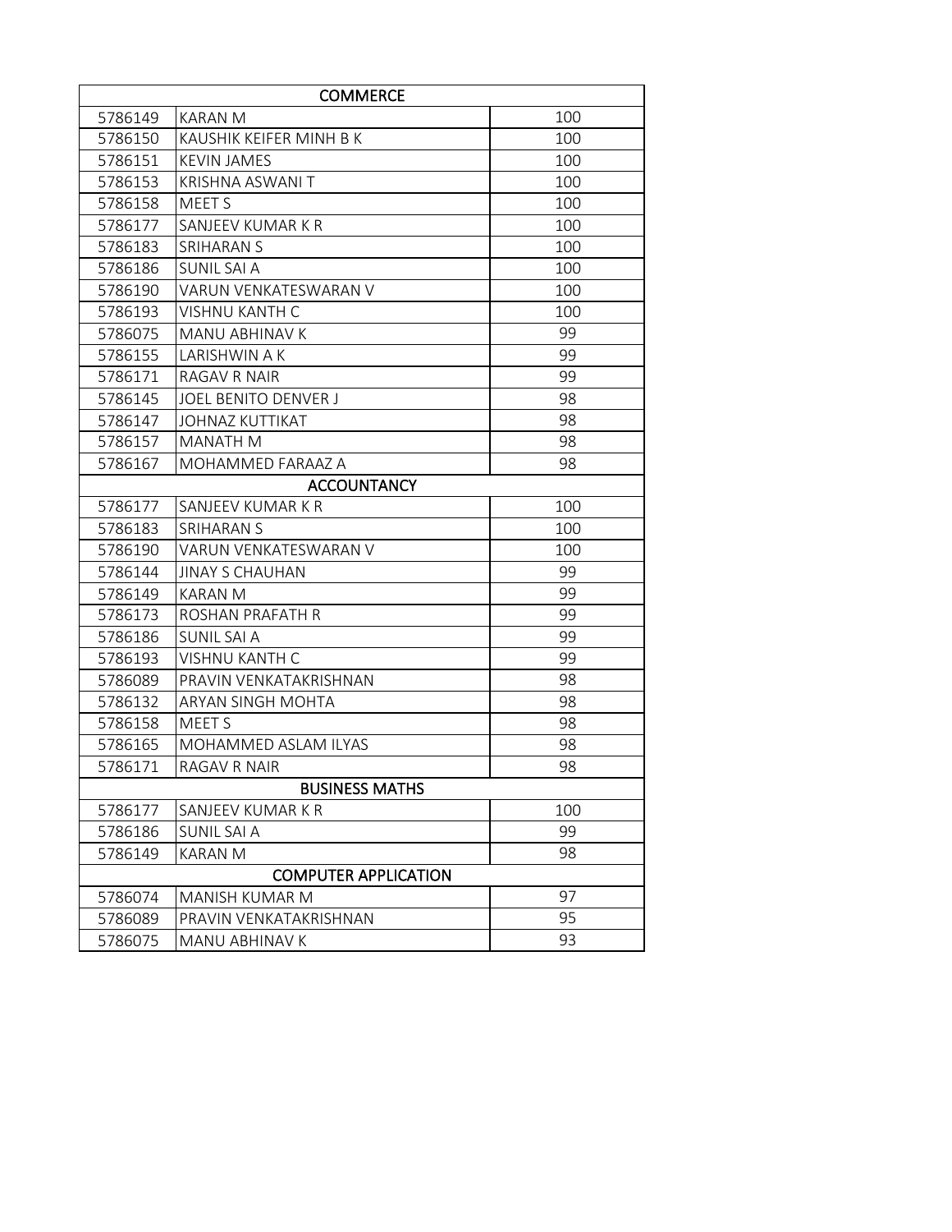| | | |
|---|---|---|
| **COMMERCE** | | |
| 5786149 | KARAN M | 100 |
| 5786150 | KAUSHIK KEIFER MINH B K | 100 |
| 5786151 | KEVIN JAMES | 100 |
| 5786153 | KRISHNA ASWANI T | 100 |
| 5786158 | MEET S | 100 |
| 5786177 | SANJEEV KUMAR K R | 100 |
| 5786183 | SRIHARAN S | 100 |
| 5786186 | SUNIL SAI A | 100 |
| 5786190 | VARUN VENKATESWARAN V | 100 |
| 5786193 | VISHNU KANTH C | 100 |
| 5786075 | MANU ABHINAV K | 99 |
| 5786155 | LARISHWIN A K | 99 |
| 5786171 | RAGAV R NAIR | 99 |
| 5786145 | JOEL BENITO DENVER J | 98 |
| 5786147 | JOHNAZ KUTTIKAT | 98 |
| 5786157 | MANATH M | 98 |
| 5786167 | MOHAMMED FARAAZ A | 98 |
| **ACCOUNTANCY** | | |
| 5786177 | SANJEEV KUMAR K R | 100 |
| 5786183 | SRIHARAN S | 100 |
| 5786190 | VARUN VENKATESWARAN V | 100 |
| 5786144 | JINAY S CHAUHAN | 99 |
| 5786149 | KARAN M | 99 |
| 5786173 | ROSHAN PRAFATH R | 99 |
| 5786186 | SUNIL SAI A | 99 |
| 5786193 | VISHNU KANTH C | 99 |
| 5786089 | PRAVIN VENKATAKRISHNAN | 98 |
| 5786132 | ARYAN SINGH MOHTA | 98 |
| 5786158 | MEET S | 98 |
| 5786165 | MOHAMMED ASLAM ILYAS | 98 |
| 5786171 | RAGAV R NAIR | 98 |
| **BUSINESS MATHS** | | |
| 5786177 | SANJEEV KUMAR K R | 100 |
| 5786186 | SUNIL SAI A | 99 |
| 5786149 | KARAN M | 98 |
| **COMPUTER APPLICATION** | | |
| 5786074 | MANISH KUMAR M | 97 |
| 5786089 | PRAVIN VENKATAKRISHNAN | 95 |
| 5786075 | MANU ABHINAV K | 93 |